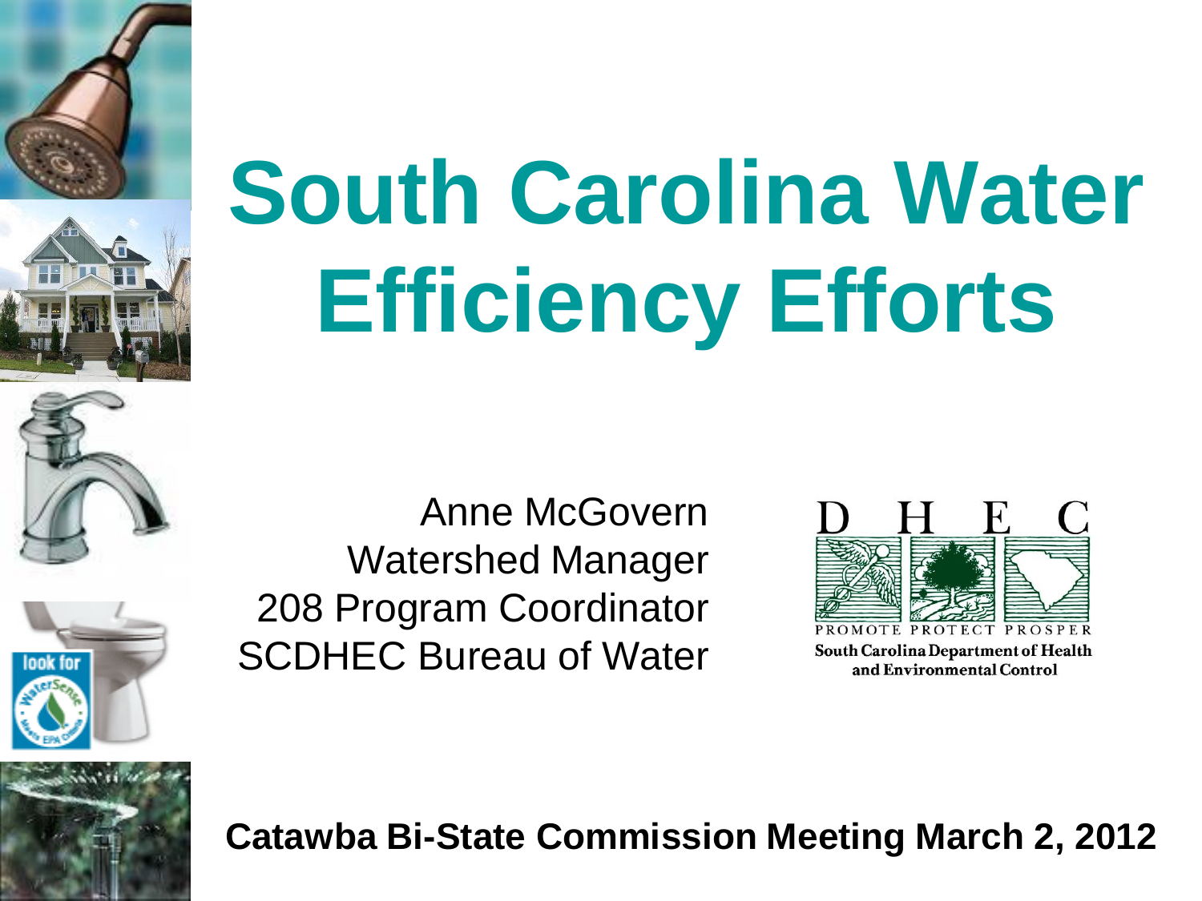# South Carolina Water Efficiency Efforts

Anne McGovern
Watershed Manager
208 Program Coordinator
SCDHEC Bureau of Water

D H E C
PROMOTE PROTECT PROSPER
South Carolina Department of Health and Environmental Control

**Catawba Bi-State Commission Meeting March 2, 2012**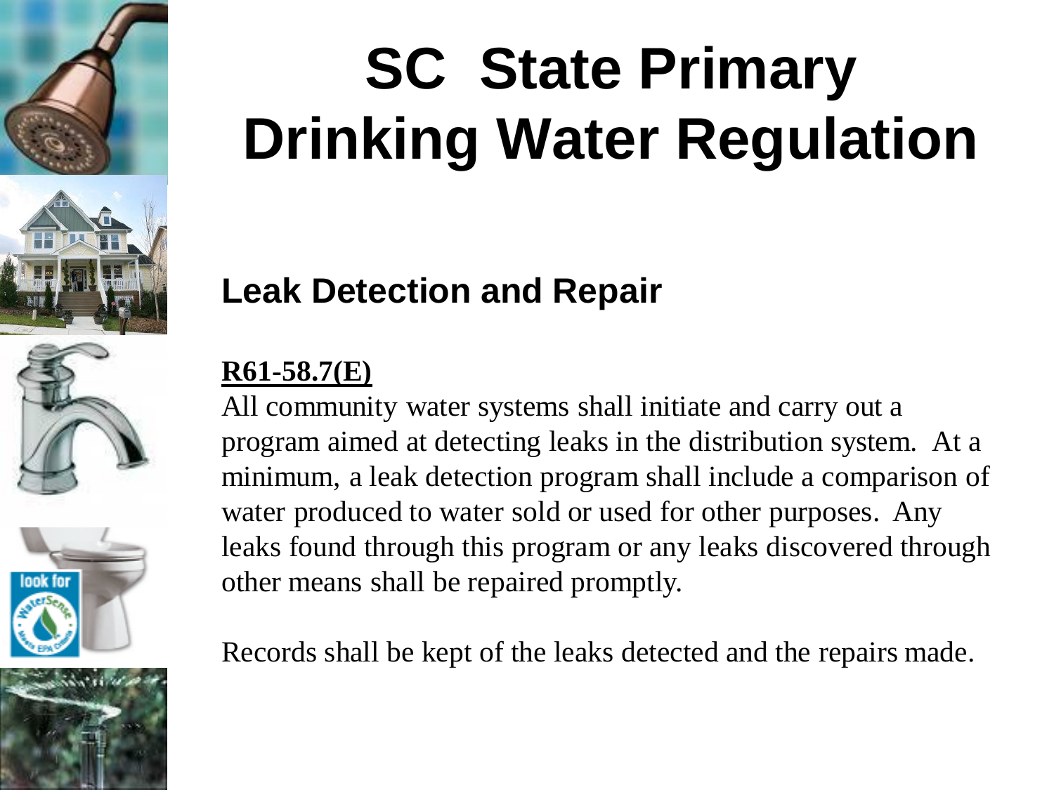# SC State Primary Drinking Water Regulation

## Leak Detection and Repair

**R61-58.7(E)**

All community water systems shall initiate and carry out a program aimed at detecting leaks in the distribution system. At a minimum, a leak detection program shall include a comparison of water produced to water sold or used for other purposes. Any leaks found through this program or any leaks discovered through other means shall be repaired promptly.

Records shall be kept of the leaks detected and the repairs made.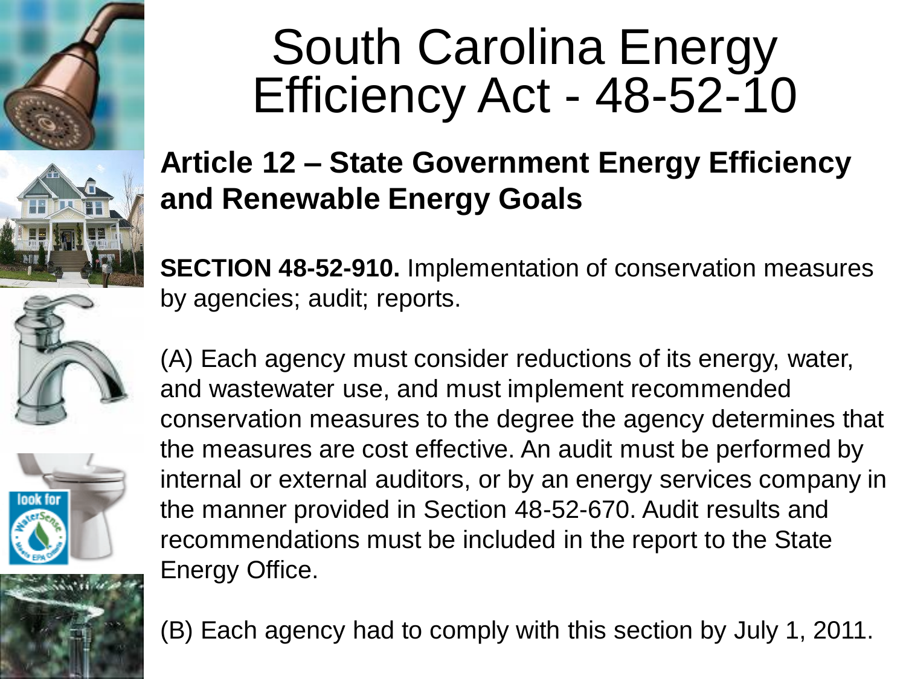# South Carolina Energy Efficiency Act - 48-52-10

## Article 12 – State Government Energy Efficiency and Renewable Energy Goals

**SECTION 48-52-910.** Implementation of conservation measures by agencies; audit; reports.

(A) Each agency must consider reductions of its energy, water, and wastewater use, and must implement recommended conservation measures to the degree the agency determines that the measures are cost effective. An audit must be performed by internal or external auditors, or by an energy services company in the manner provided in Section 48-52-670. Audit results and recommendations must be included in the report to the State Energy Office.

(B) Each agency had to comply with this section by July 1, 2011.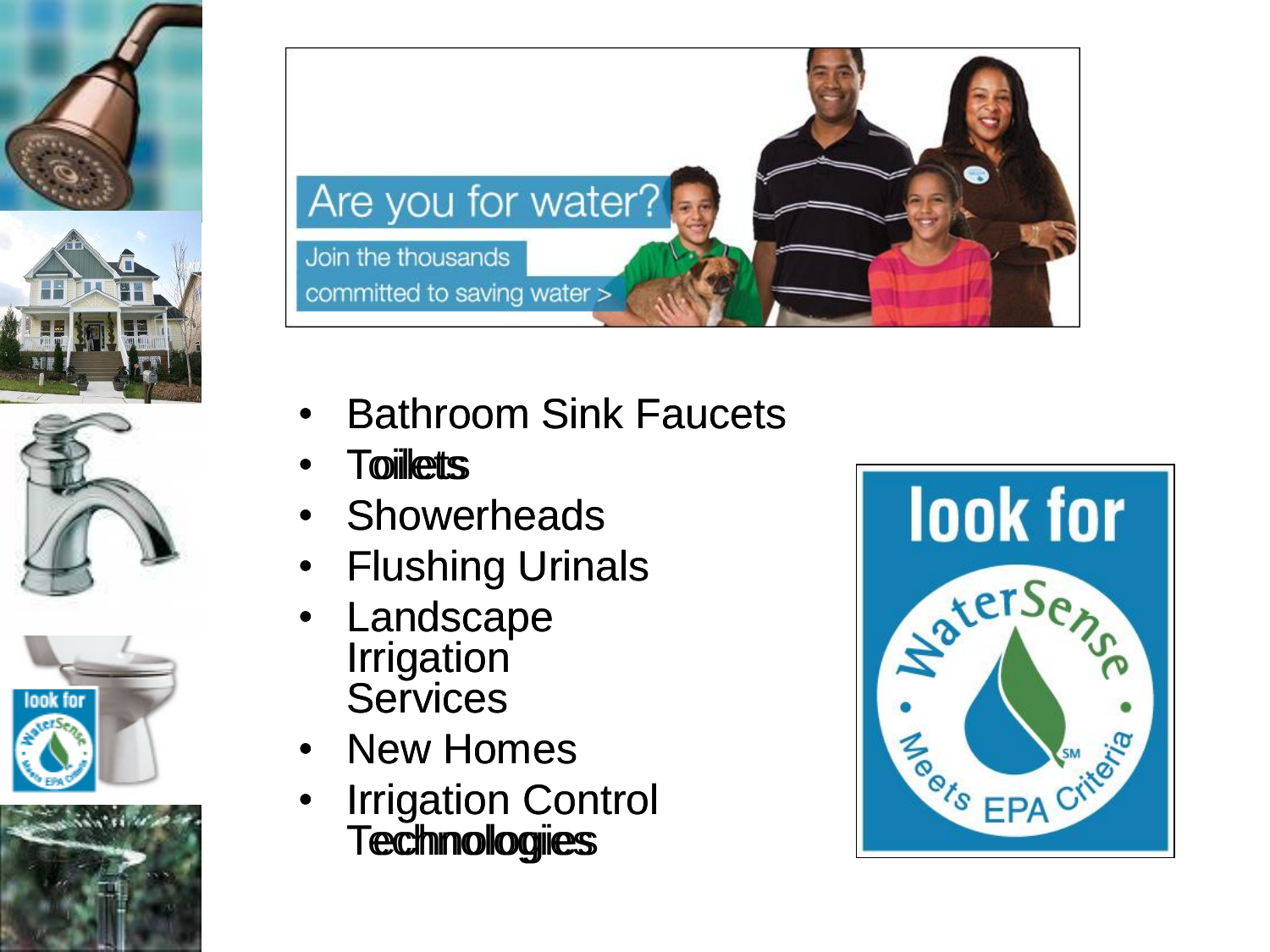- Bathroom Sink Faucets
- Toilets
- Showerheads
- Flushing Urinals
- Landscape Irrigation Services
- New Homes
- Irrigation Control Technologies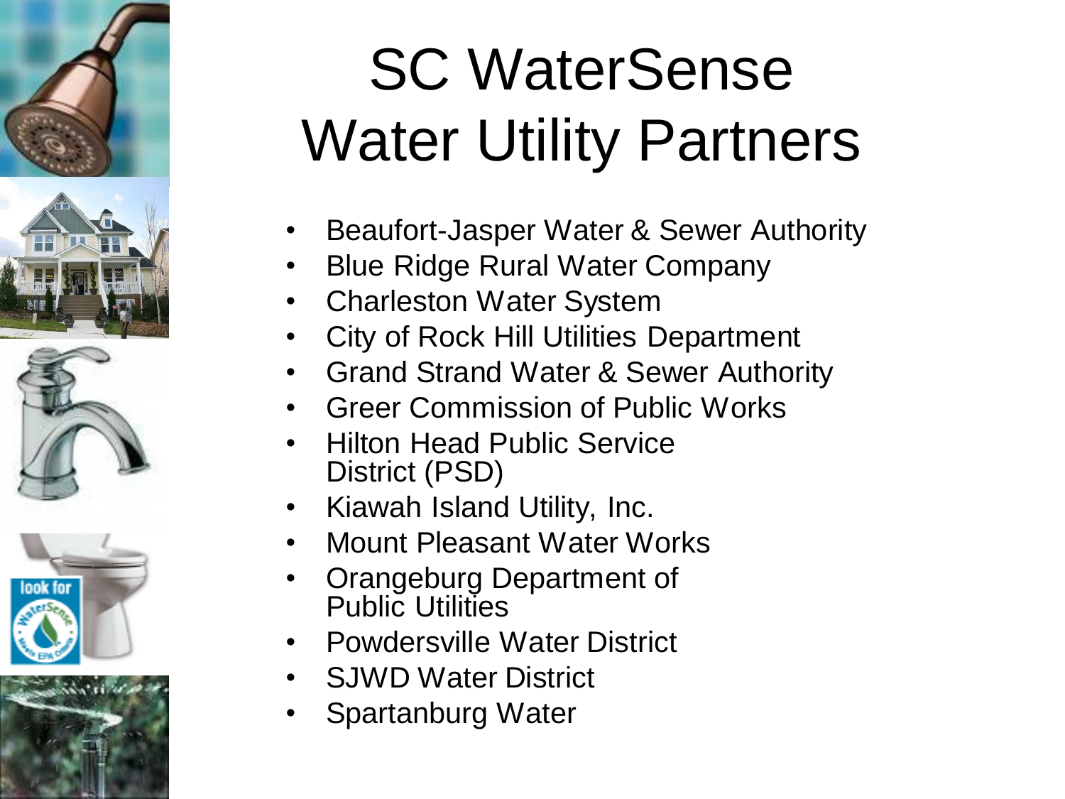# SC WaterSense Water Utility Partners

- Beaufort-Jasper Water & Sewer Authority
- Blue Ridge Rural Water Company
- Charleston Water System
- City of Rock Hill Utilities Department
- Grand Strand Water & Sewer Authority
- Greer Commission of Public Works
- Hilton Head Public Service District (PSD)
- Kiawah Island Utility, Inc.
- Mount Pleasant Water Works
- Orangeburg Department of Public Utilities
- Powdersville Water District
- SJWD Water District
- Spartanburg Water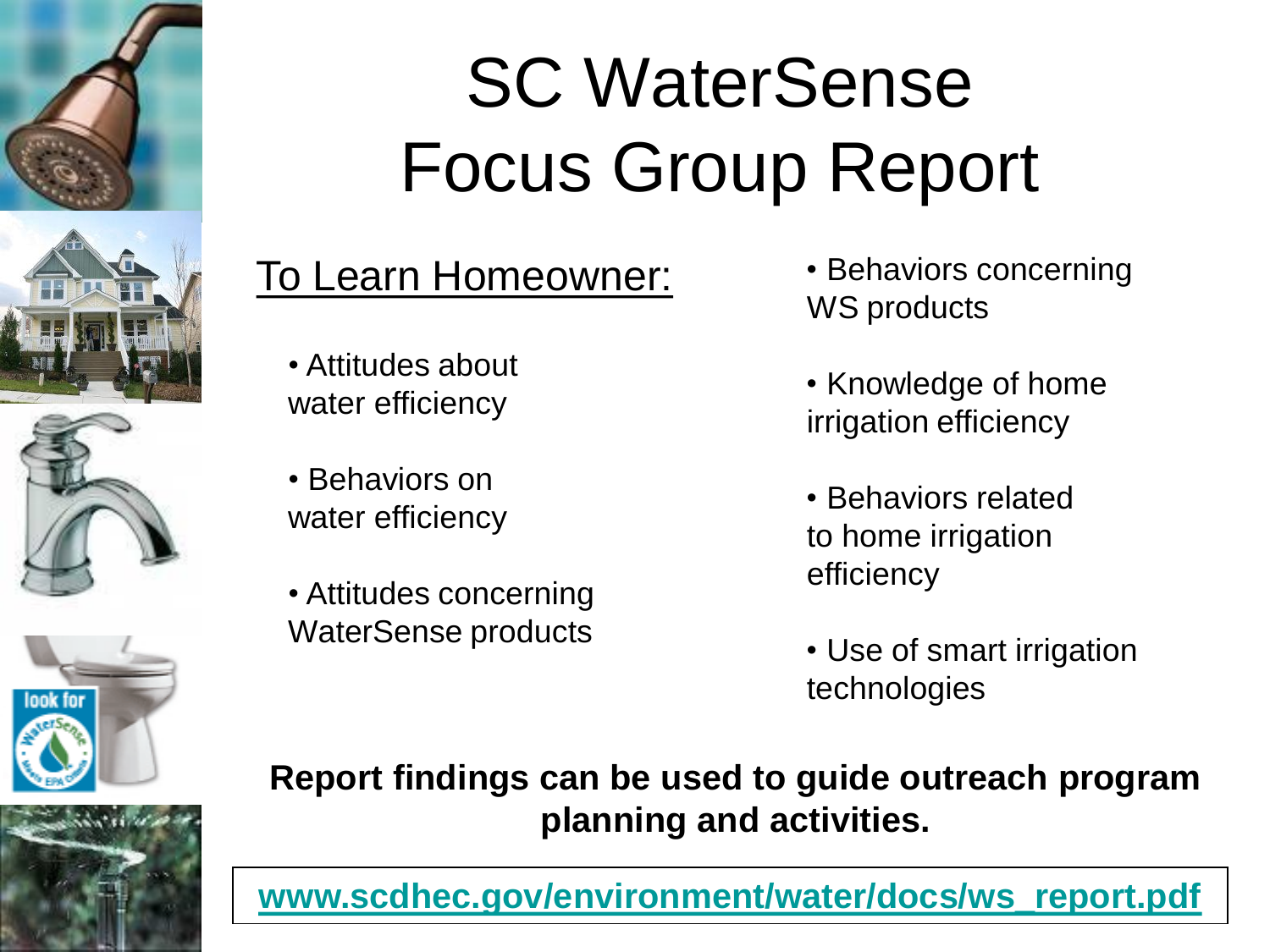# SC WaterSense Focus Group Report

<u>To Learn Homeowner:</u>

- Attitudes about water efficiency
- Behaviors on water efficiency
- Attitudes concerning WaterSense products
- Behaviors concerning WS products
- Knowledge of home irrigation efficiency
- Behaviors related to home irrigation efficiency
- Use of smart irrigation technologies

**Report findings can be used to guide outreach program planning and activities.**

**www.scdhec.gov/environment/water/docs/ws_report.pdf**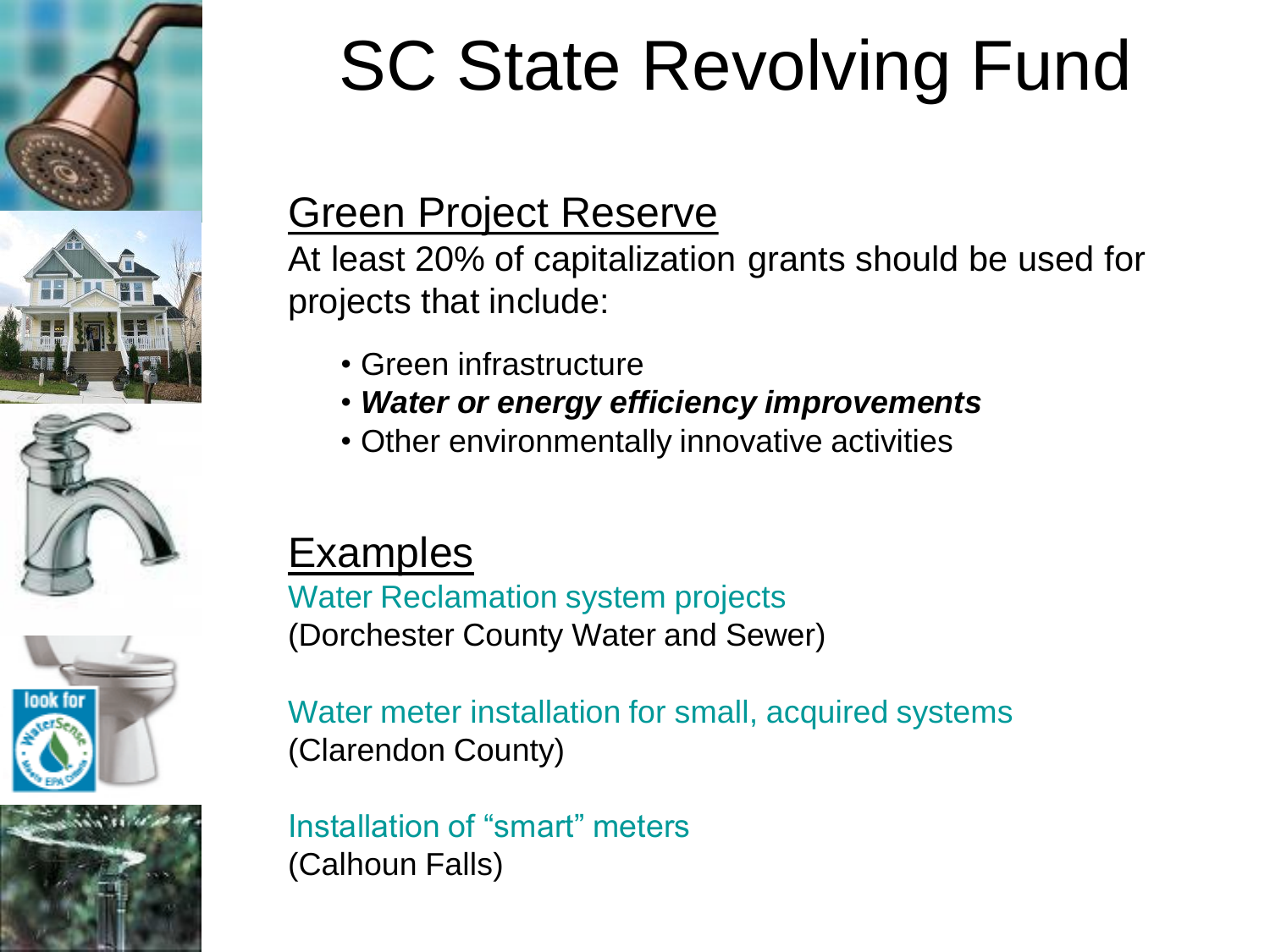# SC State Revolving Fund

## Green Project Reserve

At least 20% of capitalization grants should be used for projects that include:

- Green infrastructure
- ***Water or energy efficiency improvements***
- Other environmentally innovative activities

## Examples

Water Reclamation system projects
(Dorchester County Water and Sewer)

Water meter installation for small, acquired systems
(Clarendon County)

Installation of "smart" meters
(Calhoun Falls)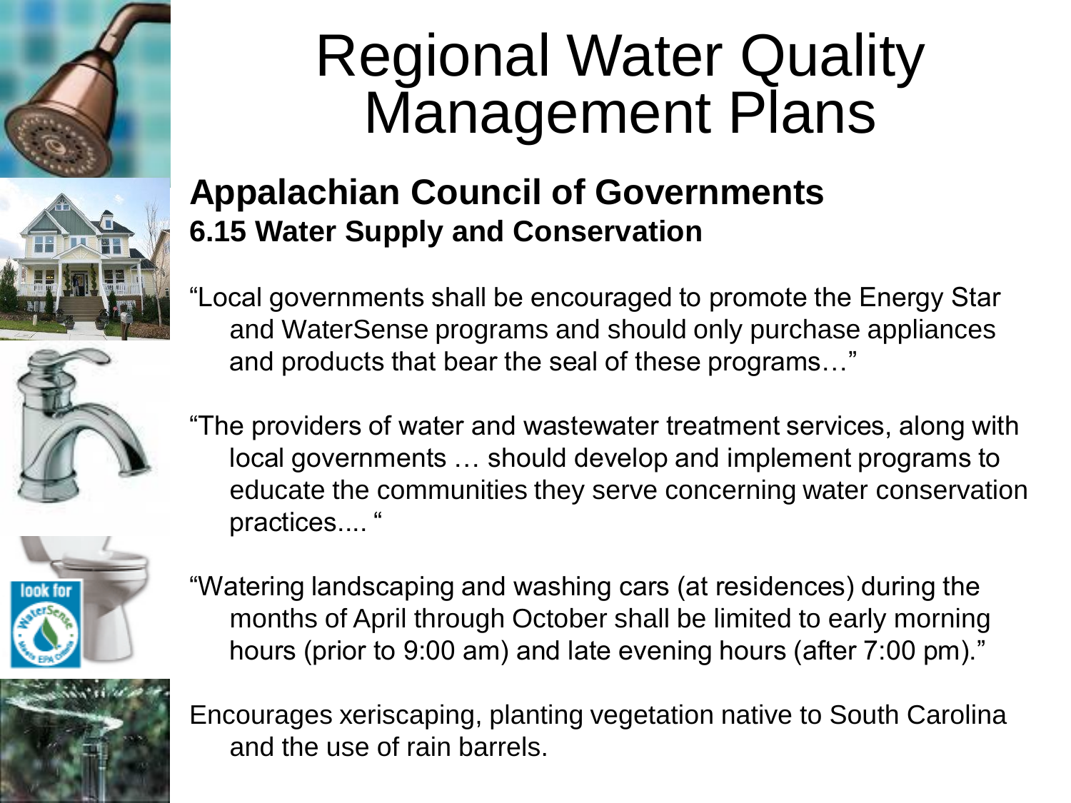# Regional Water Quality Management Plans

## Appalachian Council of Governments

### 6.15 Water Supply and Conservation

"Local governments shall be encouraged to promote the Energy Star and WaterSense programs and should only purchase appliances and products that bear the seal of these programs…"

"The providers of water and wastewater treatment services, along with local governments … should develop and implement programs to educate the communities they serve concerning water conservation practices.... "

"Watering landscaping and washing cars (at residences) during the months of April through October shall be limited to early morning hours (prior to 9:00 am) and late evening hours (after 7:00 pm)."

Encourages xeriscaping, planting vegetation native to South Carolina and the use of rain barrels.